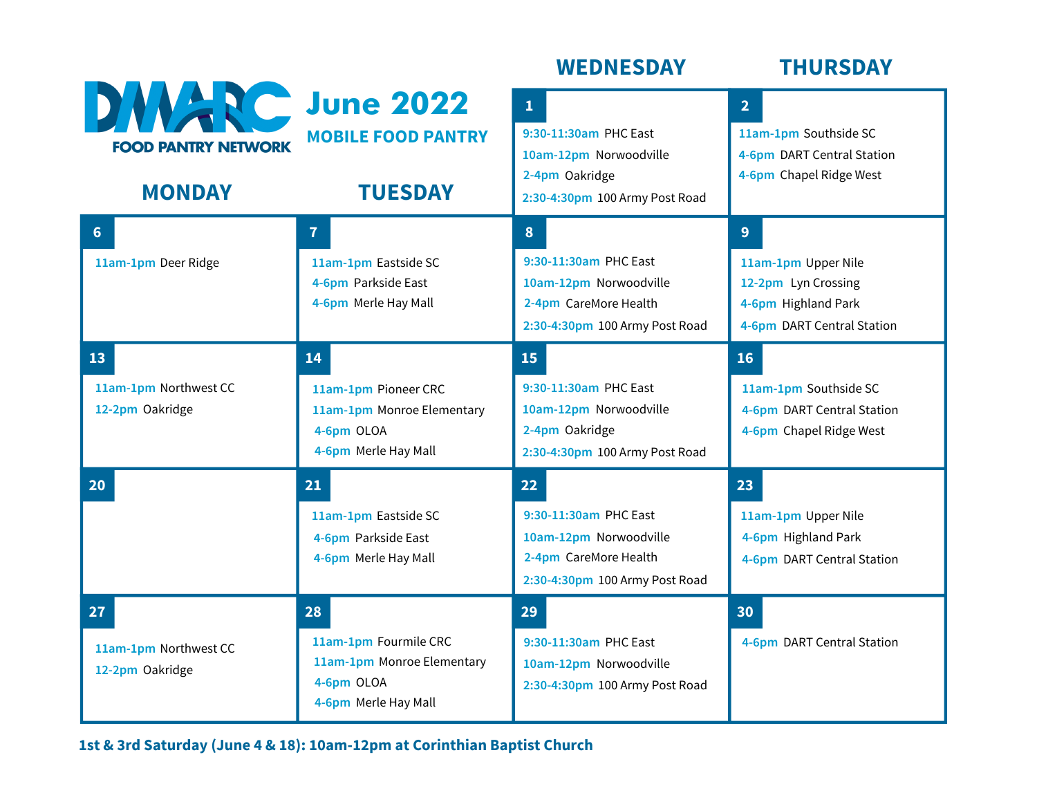# DMARC FOOD PANTRY NETWORK

## June 2022

### MOBILE FOOD PANTRY

| MONDAY | TUESDAY | WEDNESDAY | THURSDAY |
|---|---|---|---|
| | | **1**<br>9:30-11:30am PHC East<br>10am-12pm Norwoodville<br>2-4pm Oakridge<br>2:30-4:30pm 100 Army Post Road | **2**<br>11am-1pm Southside SC<br>4-6pm DART Central Station<br>4-6pm Chapel Ridge West |
| **6**<br>11am-1pm Deer Ridge | **7**<br>11am-1pm Eastside SC<br>4-6pm Parkside East<br>4-6pm Merle Hay Mall | **8**<br>9:30-11:30am PHC East<br>10am-12pm Norwoodville<br>2-4pm CareMore Health<br>2:30-4:30pm 100 Army Post Road | **9**<br>11am-1pm Upper Nile<br>12-2pm Lyn Crossing<br>4-6pm Highland Park<br>4-6pm DART Central Station |
| **13**<br>11am-1pm Northwest CC<br>12-2pm Oakridge | **14**<br>11am-1pm Pioneer CRC<br>11am-1pm Monroe Elementary<br>4-6pm OLOA<br>4-6pm Merle Hay Mall | **15**<br>9:30-11:30am PHC East<br>10am-12pm Norwoodville<br>2-4pm Oakridge<br>2:30-4:30pm 100 Army Post Road | **16**<br>11am-1pm Southside SC<br>4-6pm DART Central Station<br>4-6pm Chapel Ridge West |
| **20** | **21**<br>11am-1pm Eastside SC<br>4-6pm Parkside East<br>4-6pm Merle Hay Mall | **22**<br>9:30-11:30am PHC East<br>10am-12pm Norwoodville<br>2-4pm CareMore Health<br>2:30-4:30pm 100 Army Post Road | **23**<br>11am-1pm Upper Nile<br>4-6pm Highland Park<br>4-6pm DART Central Station |
| **27**<br>11am-1pm Northwest CC<br>12-2pm Oakridge | **28**<br>11am-1pm Fourmile CRC<br>11am-1pm Monroe Elementary<br>4-6pm OLOA<br>4-6pm Merle Hay Mall | **29**<br>9:30-11:30am PHC East<br>10am-12pm Norwoodville<br>2:30-4:30pm 100 Army Post Road | **30**<br>4-6pm DART Central Station |

**1st & 3rd Saturday (June 4 & 18): 10am-12pm at Corinthian Baptist Church**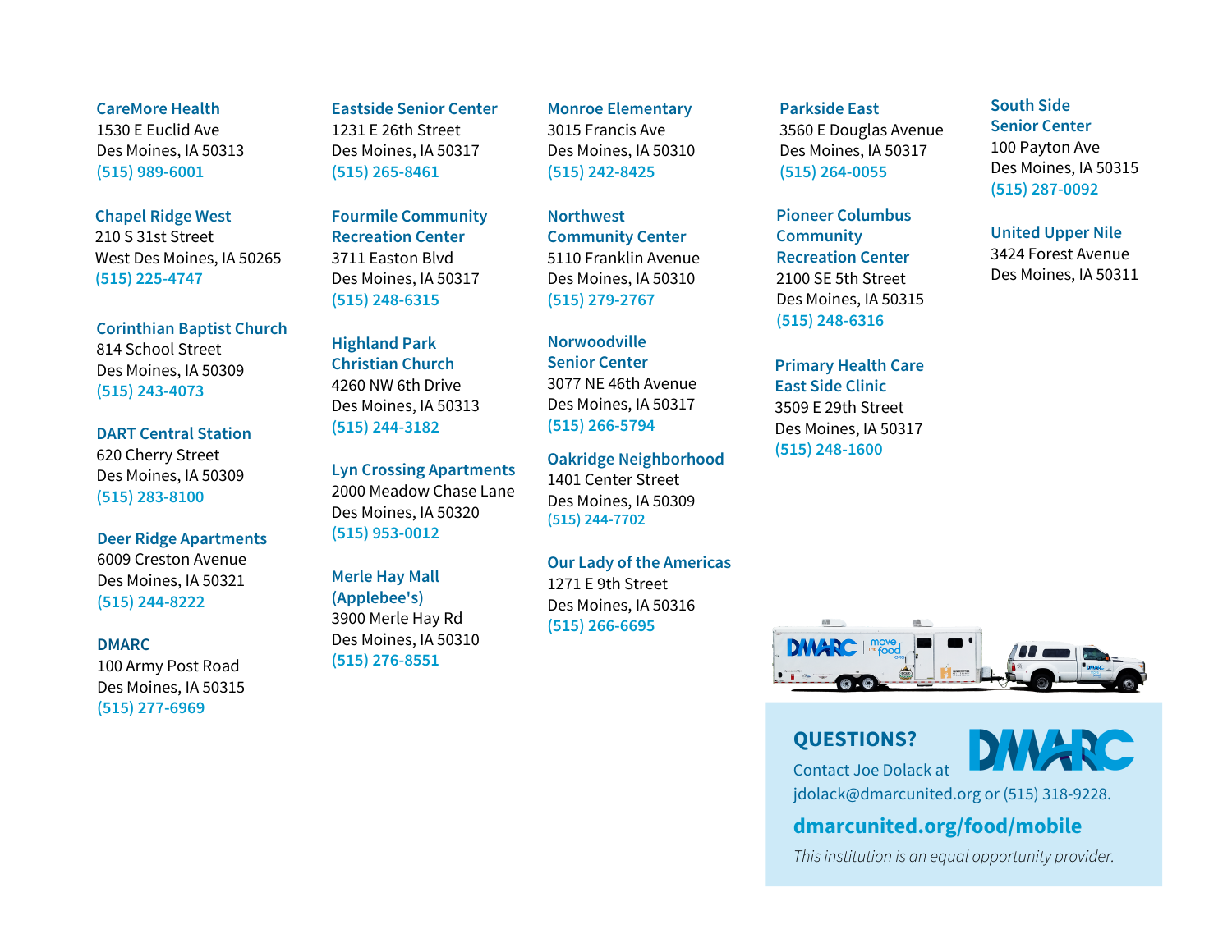**CareMore Health**
1530 E Euclid Ave
Des Moines, IA 50313
(515) 989-6001

**Chapel Ridge West**
210 S 31st Street
West Des Moines, IA 50265
(515) 225-4747

**Corinthian Baptist Church**
814 School Street
Des Moines, IA 50309
(515) 243-4073

**DART Central Station**
620 Cherry Street
Des Moines, IA 50309
(515) 283-8100

**Deer Ridge Apartments**
6009 Creston Avenue
Des Moines, IA 50321
(515) 244-8222

**DMARC**
100 Army Post Road
Des Moines, IA 50315
(515) 277-6969

**Eastside Senior Center**
1231 E 26th Street
Des Moines, IA 50317
(515) 265-8461

**Fourmile Community Recreation Center**
3711 Easton Blvd
Des Moines, IA 50317
(515) 248-6315

**Highland Park Christian Church**
4260 NW 6th Drive
Des Moines, IA 50313
(515) 244-3182

**Lyn Crossing Apartments**
2000 Meadow Chase Lane
Des Moines, IA 50320
(515) 953-0012

**Merle Hay Mall (Applebee's)**
3900 Merle Hay Rd
Des Moines, IA 50310
(515) 276-8551

**Monroe Elementary**
3015 Francis Ave
Des Moines, IA 50310
(515) 242-8425

**Northwest Community Center**
5110 Franklin Avenue
Des Moines, IA 50310
(515) 279-2767

**Norwoodville Senior Center**
3077 NE 46th Avenue
Des Moines, IA 50317
(515) 266-5794

**Oakridge Neighborhood**
1401 Center Street
Des Moines, IA 50309
(515) 244-7702

**Our Lady of the Americas**
1271 E 9th Street
Des Moines, IA 50316
(515) 266-6695

**Parkside East**
3560 E Douglas Avenue
Des Moines, IA 50317
(515) 264-0055

**Pioneer Columbus Community Recreation Center**
2100 SE 5th Street
Des Moines, IA 50315
(515) 248-6316

**Primary Health Care East Side Clinic**
3509 E 29th Street
Des Moines, IA 50317
(515) 248-1600

**South Side Senior Center**
100 Payton Ave
Des Moines, IA 50315
(515) 287-0092

**United Upper Nile**
3424 Forest Avenue
Des Moines, IA 50311

## QUESTIONS?

Contact Joe Dolack at jdolack@dmarcunited.org or (515) 318-9228.

**dmarcunited.org/food/mobile**

*This institution is an equal opportunity provider.*